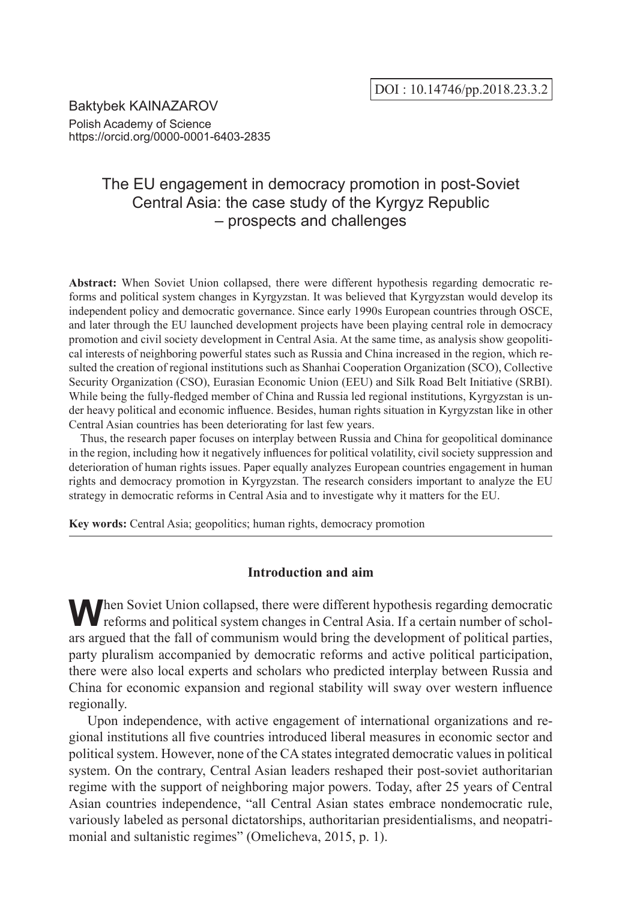DOI : 10.14746/pp.2018.23.3.2

Baktybek KAINAZAROV
Polish Academy of Science
https://orcid.org/0000-0001-6403-2835

# The EU engagement in democracy promotion in post-Soviet Central Asia: the case study of the Kyrgyz Republic – prospects and challenges

**Abstract:** When Soviet Union collapsed, there were different hypothesis regarding democratic reforms and political system changes in Kyrgyzstan. It was believed that Kyrgyzstan would develop its independent policy and democratic governance. Since early 1990s European countries through OSCE, and later through the EU launched development projects have been playing central role in democracy promotion and civil society development in Central Asia. At the same time, as analysis show geopolitical interests of neighboring powerful states such as Russia and China increased in the region, which resulted the creation of regional institutions such as Shanhai Cooperation Organization (SCO), Collective Security Organization (CSO), Eurasian Economic Union (EEU) and Silk Road Belt Initiative (SRBI). While being the fully-fledged member of China and Russia led regional institutions, Kyrgyzstan is under heavy political and economic influence. Besides, human rights situation in Kyrgyzstan like in other Central Asian countries has been deteriorating for last few years.

Thus, the research paper focuses on interplay between Russia and China for geopolitical dominance in the region, including how it negatively influences for political volatility, civil society suppression and deterioration of human rights issues. Paper equally analyzes European countries engagement in human rights and democracy promotion in Kyrgyzstan. The research considers important to analyze the EU strategy in democratic reforms in Central Asia and to investigate why it matters for the EU.

**Key words:** Central Asia; geopolitics; human rights, democracy promotion

## Introduction and aim

When Soviet Union collapsed, there were different hypothesis regarding democratic reforms and political system changes in Central Asia. If a certain number of scholars argued that the fall of communism would bring the development of political parties, party pluralism accompanied by democratic reforms and active political participation, there were also local experts and scholars who predicted interplay between Russia and China for economic expansion and regional stability will sway over western influence regionally.

Upon independence, with active engagement of international organizations and regional institutions all five countries introduced liberal measures in economic sector and political system. However, none of the CA states integrated democratic values in political system. On the contrary, Central Asian leaders reshaped their post-soviet authoritarian regime with the support of neighboring major powers. Today, after 25 years of Central Asian countries independence, "all Central Asian states embrace nondemocratic rule, variously labeled as personal dictatorships, authoritarian presidentialisms, and neopatrimonial and sultanistic regimes" (Omelicheva, 2015, p. 1).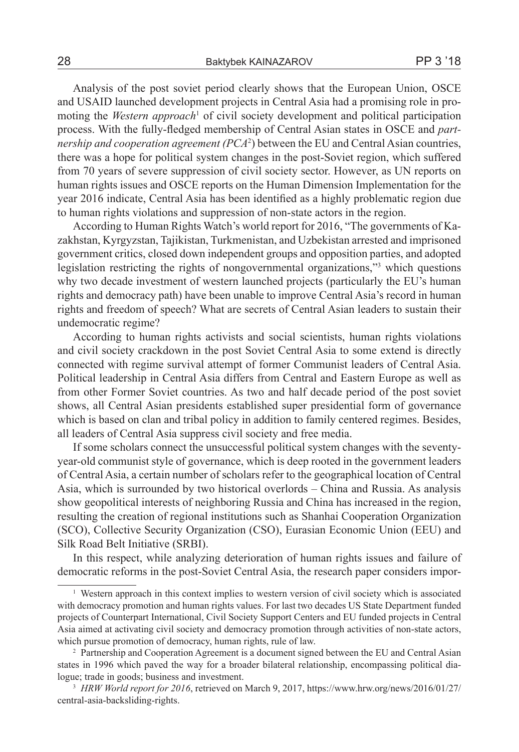Analysis of the post soviet period clearly shows that the European Union, OSCE and USAID launched development projects in Central Asia had a promising role in promoting the *Western approach*[1] of civil society development and political participation process. With the fully-fledged membership of Central Asian states in OSCE and *partnership and cooperation agreement (PCA*[2]) between the EU and Central Asian countries, there was a hope for political system changes in the post-Soviet region, which suffered from 70 years of severe suppression of civil society sector. However, as UN reports on human rights issues and OSCE reports on the Human Dimension Implementation for the year 2016 indicate, Central Asia has been identified as a highly problematic region due to human rights violations and suppression of non-state actors in the region.

According to Human Rights Watch's world report for 2016, "The governments of Kazakhstan, Kyrgyzstan, Tajikistan, Turkmenistan, and Uzbekistan arrested and imprisoned government critics, closed down independent groups and opposition parties, and adopted legislation restricting the rights of nongovernmental organizations,"[3] which questions why two decade investment of western launched projects (particularly the EU's human rights and democracy path) have been unable to improve Central Asia's record in human rights and freedom of speech? What are secrets of Central Asian leaders to sustain their undemocratic regime?

According to human rights activists and social scientists, human rights violations and civil society crackdown in the post Soviet Central Asia to some extend is directly connected with regime survival attempt of former Communist leaders of Central Asia. Political leadership in Central Asia differs from Central and Eastern Europe as well as from other Former Soviet countries. As two and half decade period of the post soviet shows, all Central Asian presidents established super presidential form of governance which is based on clan and tribal policy in addition to family centered regimes. Besides, all leaders of Central Asia suppress civil society and free media.

If some scholars connect the unsuccessful political system changes with the seventy-year-old communist style of governance, which is deep rooted in the government leaders of Central Asia, a certain number of scholars refer to the geographical location of Central Asia, which is surrounded by two historical overlords – China and Russia. As analysis show geopolitical interests of neighboring Russia and China has increased in the region, resulting the creation of regional institutions such as Shanhai Cooperation Organization (SCO), Collective Security Organization (CSO), Eurasian Economic Union (EEU) and Silk Road Belt Initiative (SRBI).

In this respect, while analyzing deterioration of human rights issues and failure of democratic reforms in the post-Soviet Central Asia, the research paper considers impor-

---

[1] Western approach in this context implies to western version of civil society which is associated with democracy promotion and human rights values. For last two decades US State Department funded projects of Counterpart International, Civil Society Support Centers and EU funded projects in Central Asia aimed at activating civil society and democracy promotion through activities of non-state actors, which pursue promotion of democracy, human rights, rule of law.

[2] Partnership and Cooperation Agreement is a document signed between the EU and Central Asian states in 1996 which paved the way for a broader bilateral relationship, encompassing political dialogue; trade in goods; business and investment.

[3] *HRW World report for 2016*, retrieved on March 9, 2017, https://www.hrw.org/news/2016/01/27/central-asia-backsliding-rights.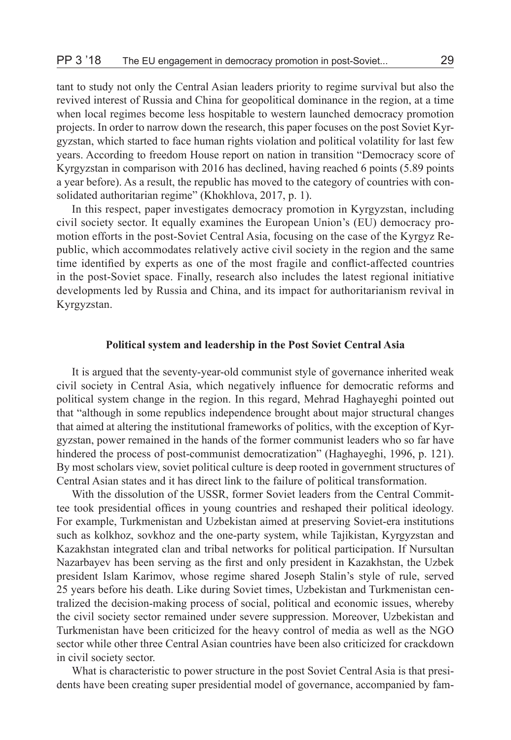tant to study not only the Central Asian leaders priority to regime survival but also the revived interest of Russia and China for geopolitical dominance in the region, at a time when local regimes become less hospitable to western launched democracy promotion projects. In order to narrow down the research, this paper focuses on the post Soviet Kyrgyzstan, which started to face human rights violation and political volatility for last few years. According to freedom House report on nation in transition "Democracy score of Kyrgyzstan in comparison with 2016 has declined, having reached 6 points (5.89 points a year before). As a result, the republic has moved to the category of countries with consolidated authoritarian regime" (Khokhlova, 2017, p. 1).

In this respect, paper investigates democracy promotion in Kyrgyzstan, including civil society sector. It equally examines the European Union's (EU) democracy promotion efforts in the post-Soviet Central Asia, focusing on the case of the Kyrgyz Republic, which accommodates relatively active civil society in the region and the same time identified by experts as one of the most fragile and conflict-affected countries in the post-Soviet space. Finally, research also includes the latest regional initiative developments led by Russia and China, and its impact for authoritarianism revival in Kyrgyzstan.

## Political system and leadership in the Post Soviet Central Asia

It is argued that the seventy-year-old communist style of governance inherited weak civil society in Central Asia, which negatively influence for democratic reforms and political system change in the region. In this regard, Mehrad Haghayeghi pointed out that "although in some republics independence brought about major structural changes that aimed at altering the institutional frameworks of politics, with the exception of Kyrgyzstan, power remained in the hands of the former communist leaders who so far have hindered the process of post-communist democratization" (Haghayeghi, 1996, p. 121). By most scholars view, soviet political culture is deep rooted in government structures of Central Asian states and it has direct link to the failure of political transformation.

With the dissolution of the USSR, former Soviet leaders from the Central Committee took presidential offices in young countries and reshaped their political ideology. For example, Turkmenistan and Uzbekistan aimed at preserving Soviet-era institutions such as kolkhoz, sovkhoz and the one-party system, while Tajikistan, Kyrgyzstan and Kazakhstan integrated clan and tribal networks for political participation. If Nursultan Nazarbayev has been serving as the first and only president in Kazakhstan, the Uzbek president Islam Karimov, whose regime shared Joseph Stalin's style of rule, served 25 years before his death. Like during Soviet times, Uzbekistan and Turkmenistan centralized the decision-making process of social, political and economic issues, whereby the civil society sector remained under severe suppression. Moreover, Uzbekistan and Turkmenistan have been criticized for the heavy control of media as well as the NGO sector while other three Central Asian countries have been also criticized for crackdown in civil society sector.

What is characteristic to power structure in the post Soviet Central Asia is that presidents have been creating super presidential model of governance, accompanied by fam-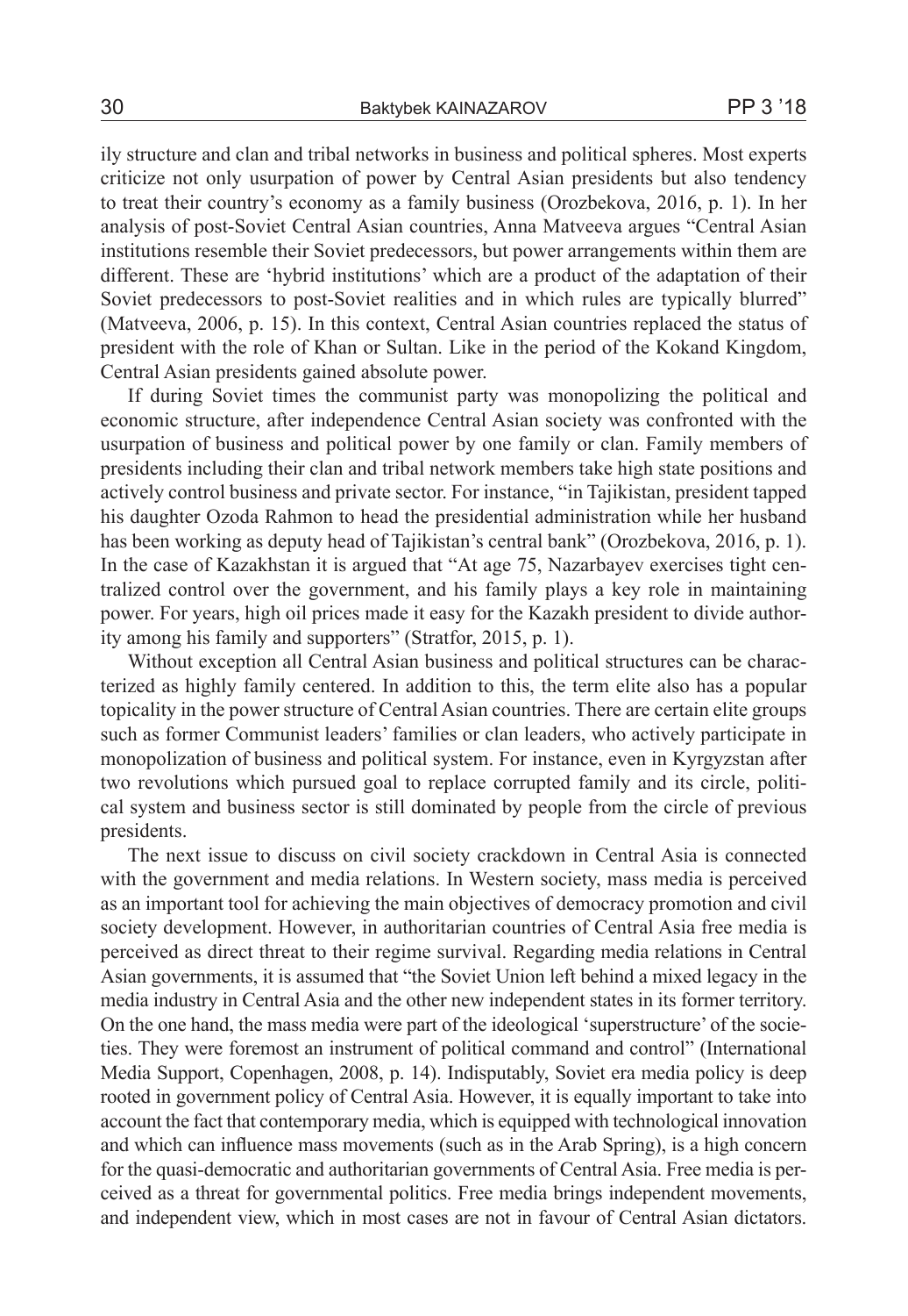ily structure and clan and tribal networks in business and political spheres. Most experts criticize not only usurpation of power by Central Asian presidents but also tendency to treat their country's economy as a family business (Orozbekova, 2016, p. 1). In her analysis of post-Soviet Central Asian countries, Anna Matveeva argues "Central Asian institutions resemble their Soviet predecessors, but power arrangements within them are different. These are 'hybrid institutions' which are a product of the adaptation of their Soviet predecessors to post-Soviet realities and in which rules are typically blurred" (Matveeva, 2006, p. 15). In this context, Central Asian countries replaced the status of president with the role of Khan or Sultan. Like in the period of the Kokand Kingdom, Central Asian presidents gained absolute power.

If during Soviet times the communist party was monopolizing the political and economic structure, after independence Central Asian society was confronted with the usurpation of business and political power by one family or clan. Family members of presidents including their clan and tribal network members take high state positions and actively control business and private sector. For instance, "in Tajikistan, president tapped his daughter Ozoda Rahmon to head the presidential administration while her husband has been working as deputy head of Tajikistan's central bank" (Orozbekova, 2016, p. 1). In the case of Kazakhstan it is argued that "At age 75, Nazarbayev exercises tight centralized control over the government, and his family plays a key role in maintaining power. For years, high oil prices made it easy for the Kazakh president to divide authority among his family and supporters" (Stratfor, 2015, p. 1).

Without exception all Central Asian business and political structures can be characterized as highly family centered. In addition to this, the term elite also has a popular topicality in the power structure of Central Asian countries. There are certain elite groups such as former Communist leaders' families or clan leaders, who actively participate in monopolization of business and political system. For instance, even in Kyrgyzstan after two revolutions which pursued goal to replace corrupted family and its circle, political system and business sector is still dominated by people from the circle of previous presidents.

The next issue to discuss on civil society crackdown in Central Asia is connected with the government and media relations. In Western society, mass media is perceived as an important tool for achieving the main objectives of democracy promotion and civil society development. However, in authoritarian countries of Central Asia free media is perceived as direct threat to their regime survival. Regarding media relations in Central Asian governments, it is assumed that "the Soviet Union left behind a mixed legacy in the media industry in Central Asia and the other new independent states in its former territory. On the one hand, the mass media were part of the ideological 'superstructure' of the societies. They were foremost an instrument of political command and control" (International Media Support, Copenhagen, 2008, p. 14). Indisputably, Soviet era media policy is deep rooted in government policy of Central Asia. However, it is equally important to take into account the fact that contemporary media, which is equipped with technological innovation and which can influence mass movements (such as in the Arab Spring), is a high concern for the quasi-democratic and authoritarian governments of Central Asia. Free media is perceived as a threat for governmental politics. Free media brings independent movements, and independent view, which in most cases are not in favour of Central Asian dictators.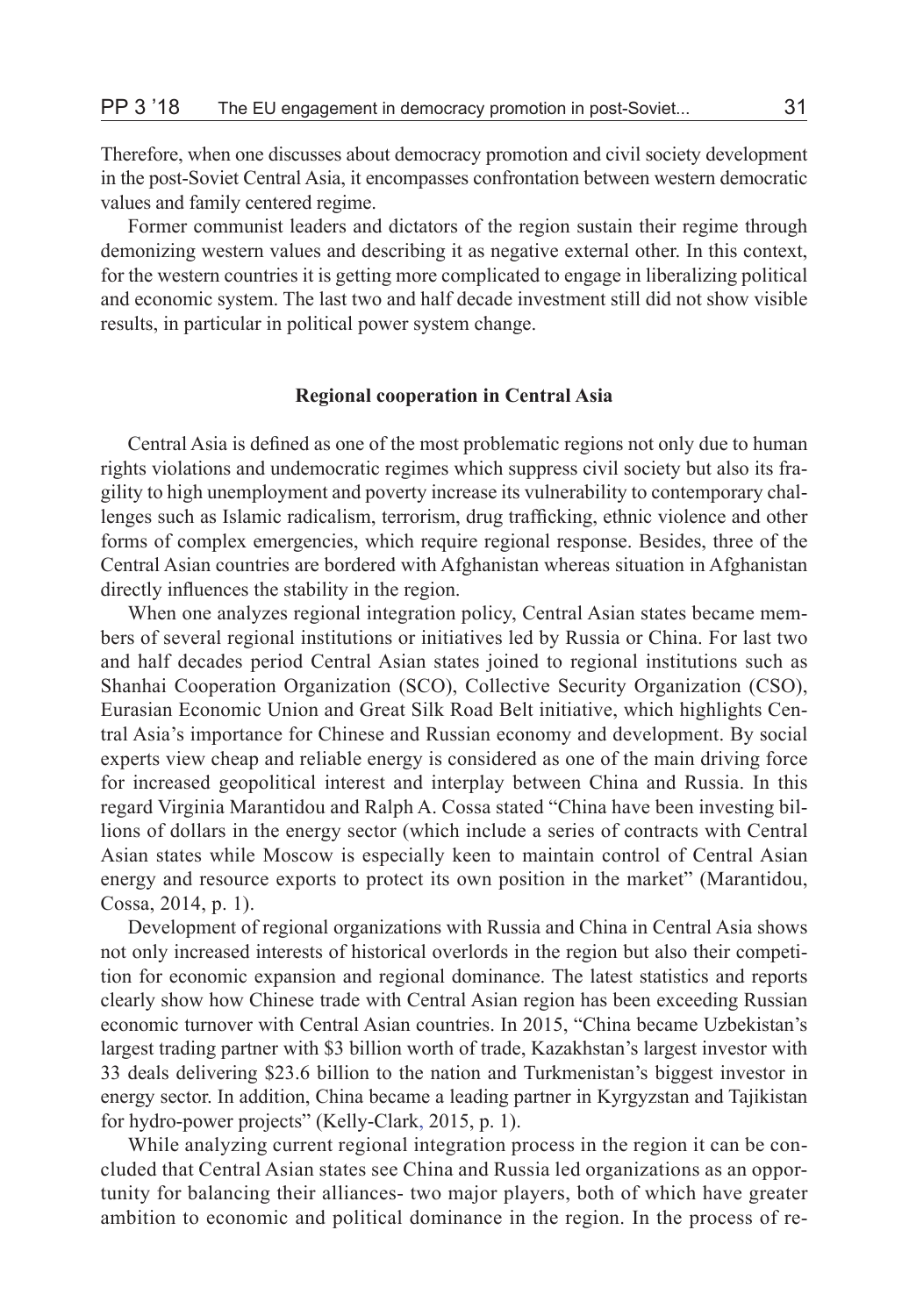Therefore, when one discusses about democracy promotion and civil society development in the post-Soviet Central Asia, it encompasses confrontation between western democratic values and family centered regime.

Former communist leaders and dictators of the region sustain their regime through demonizing western values and describing it as negative external other. In this context, for the western countries it is getting more complicated to engage in liberalizing political and economic system. The last two and half decade investment still did not show visible results, in particular in political power system change.

## Regional cooperation in Central Asia

Central Asia is defined as one of the most problematic regions not only due to human rights violations and undemocratic regimes which suppress civil society but also its fragility to high unemployment and poverty increase its vulnerability to contemporary challenges such as Islamic radicalism, terrorism, drug trafficking, ethnic violence and other forms of complex emergencies, which require regional response. Besides, three of the Central Asian countries are bordered with Afghanistan whereas situation in Afghanistan directly influences the stability in the region.

When one analyzes regional integration policy, Central Asian states became members of several regional institutions or initiatives led by Russia or China. For last two and half decades period Central Asian states joined to regional institutions such as Shanhai Cooperation Organization (SCO), Collective Security Organization (CSO), Eurasian Economic Union and Great Silk Road Belt initiative, which highlights Central Asia's importance for Chinese and Russian economy and development. By social experts view cheap and reliable energy is considered as one of the main driving force for increased geopolitical interest and interplay between China and Russia. In this regard Virginia Marantidou and Ralph A. Cossa stated "China have been investing billions of dollars in the energy sector (which include a series of contracts with Central Asian states while Moscow is especially keen to maintain control of Central Asian energy and resource exports to protect its own position in the market" (Marantidou, Cossa, 2014, p. 1).

Development of regional organizations with Russia and China in Central Asia shows not only increased interests of historical overlords in the region but also their competition for economic expansion and regional dominance. The latest statistics and reports clearly show how Chinese trade with Central Asian region has been exceeding Russian economic turnover with Central Asian countries. In 2015, "China became Uzbekistan's largest trading partner with $3 billion worth of trade, Kazakhstan's largest investor with 33 deals delivering $23.6 billion to the nation and Turkmenistan's biggest investor in energy sector. In addition, China became a leading partner in Kyrgyzstan and Tajikistan for hydro-power projects" (Kelly-Clark, 2015, p. 1).

While analyzing current regional integration process in the region it can be concluded that Central Asian states see China and Russia led organizations as an opportunity for balancing their alliances- two major players, both of which have greater ambition to economic and political dominance in the region. In the process of re-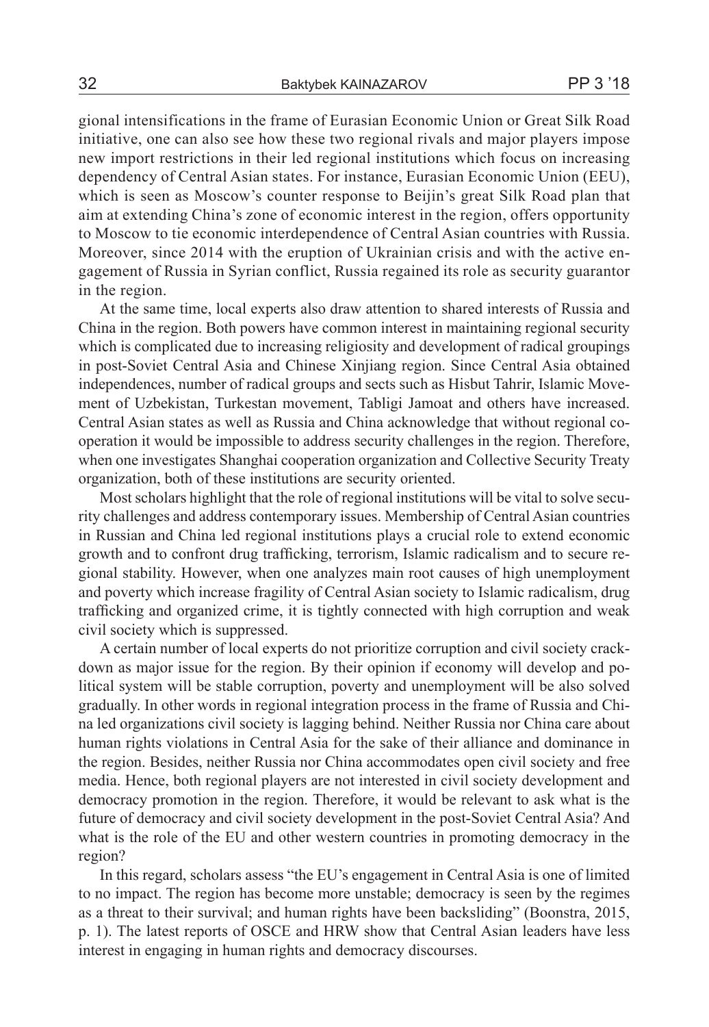gional intensifications in the frame of Eurasian Economic Union or Great Silk Road initiative, one can also see how these two regional rivals and major players impose new import restrictions in their led regional institutions which focus on increasing dependency of Central Asian states. For instance, Eurasian Economic Union (EEU), which is seen as Moscow's counter response to Beijin's great Silk Road plan that aim at extending China's zone of economic interest in the region, offers opportunity to Moscow to tie economic interdependence of Central Asian countries with Russia. Moreover, since 2014 with the eruption of Ukrainian crisis and with the active engagement of Russia in Syrian conflict, Russia regained its role as security guarantor in the region.

At the same time, local experts also draw attention to shared interests of Russia and China in the region. Both powers have common interest in maintaining regional security which is complicated due to increasing religiosity and development of radical groupings in post-Soviet Central Asia and Chinese Xinjiang region. Since Central Asia obtained independences, number of radical groups and sects such as Hisbut Tahrir, Islamic Movement of Uzbekistan, Turkestan movement, Tabligi Jamoat and others have increased. Central Asian states as well as Russia and China acknowledge that without regional cooperation it would be impossible to address security challenges in the region. Therefore, when one investigates Shanghai cooperation organization and Collective Security Treaty organization, both of these institutions are security oriented.

Most scholars highlight that the role of regional institutions will be vital to solve security challenges and address contemporary issues. Membership of Central Asian countries in Russian and China led regional institutions plays a crucial role to extend economic growth and to confront drug trafficking, terrorism, Islamic radicalism and to secure regional stability. However, when one analyzes main root causes of high unemployment and poverty which increase fragility of Central Asian society to Islamic radicalism, drug trafficking and organized crime, it is tightly connected with high corruption and weak civil society which is suppressed.

A certain number of local experts do not prioritize corruption and civil society crackdown as major issue for the region. By their opinion if economy will develop and political system will be stable corruption, poverty and unemployment will be also solved gradually. In other words in regional integration process in the frame of Russia and China led organizations civil society is lagging behind. Neither Russia nor China care about human rights violations in Central Asia for the sake of their alliance and dominance in the region. Besides, neither Russia nor China accommodates open civil society and free media. Hence, both regional players are not interested in civil society development and democracy promotion in the region. Therefore, it would be relevant to ask what is the future of democracy and civil society development in the post-Soviet Central Asia? And what is the role of the EU and other western countries in promoting democracy in the region?

In this regard, scholars assess "the EU's engagement in Central Asia is one of limited to no impact. The region has become more unstable; democracy is seen by the regimes as a threat to their survival; and human rights have been backsliding" (Boonstra, 2015, p. 1). The latest reports of OSCE and HRW show that Central Asian leaders have less interest in engaging in human rights and democracy discourses.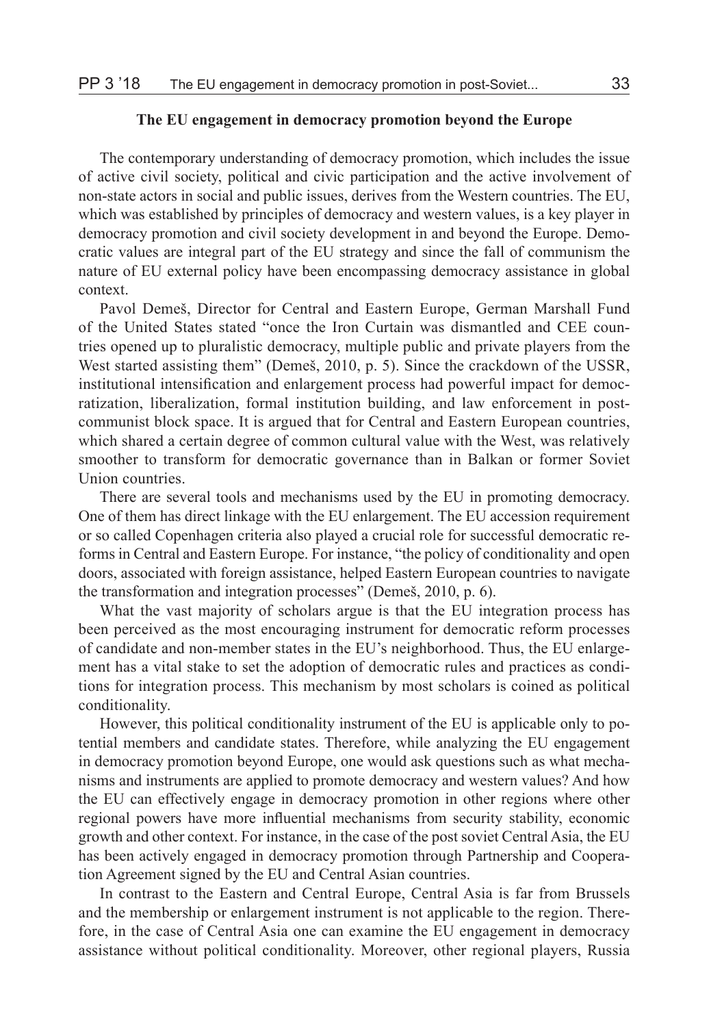### The EU engagement in democracy promotion beyond the Europe

The contemporary understanding of democracy promotion, which includes the issue of active civil society, political and civic participation and the active involvement of non-state actors in social and public issues, derives from the Western countries. The EU, which was established by principles of democracy and western values, is a key player in democracy promotion and civil society development in and beyond the Europe. Democratic values are integral part of the EU strategy and since the fall of communism the nature of EU external policy have been encompassing democracy assistance in global context.

Pavol Demeš, Director for Central and Eastern Europe, German Marshall Fund of the United States stated "once the Iron Curtain was dismantled and CEE countries opened up to pluralistic democracy, multiple public and private players from the West started assisting them" (Demeš, 2010, p. 5). Since the crackdown of the USSR, institutional intensification and enlargement process had powerful impact for democratization, liberalization, formal institution building, and law enforcement in post-communist block space. It is argued that for Central and Eastern European countries, which shared a certain degree of common cultural value with the West, was relatively smoother to transform for democratic governance than in Balkan or former Soviet Union countries.

There are several tools and mechanisms used by the EU in promoting democracy. One of them has direct linkage with the EU enlargement. The EU accession requirement or so called Copenhagen criteria also played a crucial role for successful democratic reforms in Central and Eastern Europe. For instance, "the policy of conditionality and open doors, associated with foreign assistance, helped Eastern European countries to navigate the transformation and integration processes" (Demeš, 2010, p. 6).

What the vast majority of scholars argue is that the EU integration process has been perceived as the most encouraging instrument for democratic reform processes of candidate and non-member states in the EU's neighborhood. Thus, the EU enlargement has a vital stake to set the adoption of democratic rules and practices as conditions for integration process. This mechanism by most scholars is coined as political conditionality.

However, this political conditionality instrument of the EU is applicable only to potential members and candidate states. Therefore, while analyzing the EU engagement in democracy promotion beyond Europe, one would ask questions such as what mechanisms and instruments are applied to promote democracy and western values? And how the EU can effectively engage in democracy promotion in other regions where other regional powers have more influential mechanisms from security stability, economic growth and other context. For instance, in the case of the post soviet Central Asia, the EU has been actively engaged in democracy promotion through Partnership and Cooperation Agreement signed by the EU and Central Asian countries.

In contrast to the Eastern and Central Europe, Central Asia is far from Brussels and the membership or enlargement instrument is not applicable to the region. Therefore, in the case of Central Asia one can examine the EU engagement in democracy assistance without political conditionality. Moreover, other regional players, Russia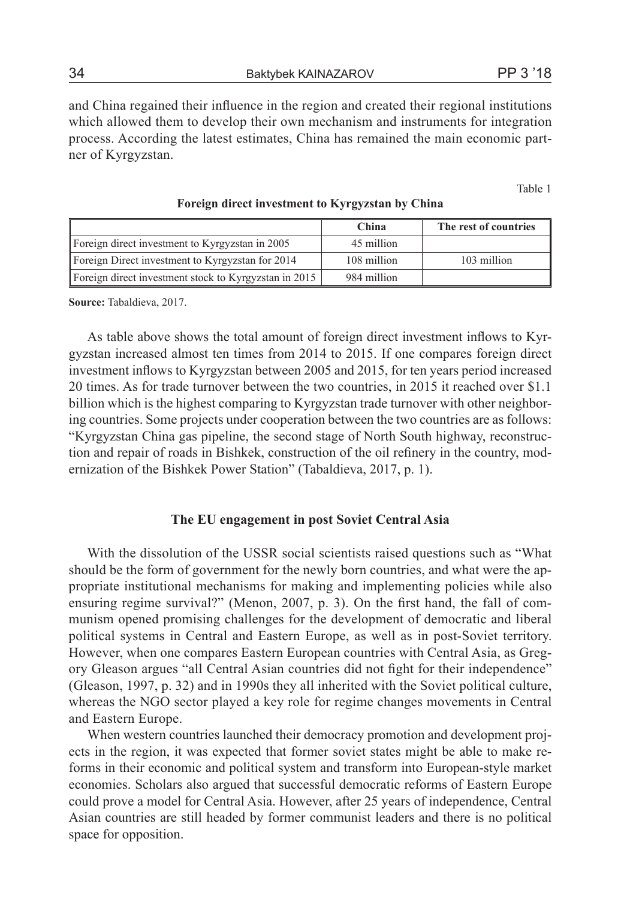and China regained their influence in the region and created their regional institutions which allowed them to develop their own mechanism and instruments for integration process. According the latest estimates, China has remained the main economic partner of Kyrgyzstan.

Table 1

**Foreign direct investment to Kyrgyzstan by China**

| | China | The rest of countries |
|---|---|---|
| Foreign direct investment to Kyrgyzstan in 2005 | 45 million | |
| Foreign Direct investment to Kyrgyzstan for 2014 | 108 million | 103 million |
| Foreign direct investment stock to Kyrgyzstan in 2015 | 984 million | |

**Source:** Tabaldieva, 2017.

As table above shows the total amount of foreign direct investment inflows to Kyrgyzstan increased almost ten times from 2014 to 2015. If one compares foreign direct investment inflows to Kyrgyzstan between 2005 and 2015, for ten years period increased 20 times. As for trade turnover between the two countries, in 2015 it reached over $1.1 billion which is the highest comparing to Kyrgyzstan trade turnover with other neighboring countries. Some projects under cooperation between the two countries are as follows: "Kyrgyzstan China gas pipeline, the second stage of North South highway, reconstruction and repair of roads in Bishkek, construction of the oil refinery in the country, modernization of the Bishkek Power Station" (Tabaldieva, 2017, p. 1).

## The EU engagement in post Soviet Central Asia

With the dissolution of the USSR social scientists raised questions such as "What should be the form of government for the newly born countries, and what were the appropriate institutional mechanisms for making and implementing policies while also ensuring regime survival?" (Menon, 2007, p. 3). On the first hand, the fall of communism opened promising challenges for the development of democratic and liberal political systems in Central and Eastern Europe, as well as in post-Soviet territory. However, when one compares Eastern European countries with Central Asia, as Gregory Gleason argues "all Central Asian countries did not fight for their independence" (Gleason, 1997, p. 32) and in 1990s they all inherited with the Soviet political culture, whereas the NGO sector played a key role for regime changes movements in Central and Eastern Europe.

When western countries launched their democracy promotion and development projects in the region, it was expected that former soviet states might be able to make reforms in their economic and political system and transform into European-style market economies. Scholars also argued that successful democratic reforms of Eastern Europe could prove a model for Central Asia. However, after 25 years of independence, Central Asian countries are still headed by former communist leaders and there is no political space for opposition.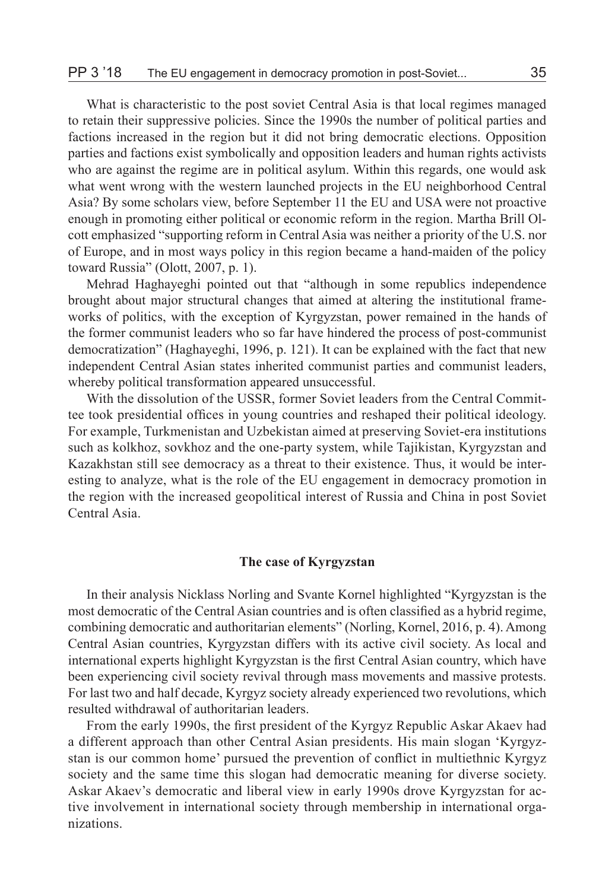What is characteristic to the post soviet Central Asia is that local regimes managed to retain their suppressive policies. Since the 1990s the number of political parties and factions increased in the region but it did not bring democratic elections. Opposition parties and factions exist symbolically and opposition leaders and human rights activists who are against the regime are in political asylum. Within this regards, one would ask what went wrong with the western launched projects in the EU neighborhood Central Asia? By some scholars view, before September 11 the EU and USA were not proactive enough in promoting either political or economic reform in the region. Martha Brill Olcott emphasized "supporting reform in Central Asia was neither a priority of the U.S. nor of Europe, and in most ways policy in this region became a hand-maiden of the policy toward Russia" (Olott, 2007, p. 1).

Mehrad Haghayeghi pointed out that "although in some republics independence brought about major structural changes that aimed at altering the institutional frameworks of politics, with the exception of Kyrgyzstan, power remained in the hands of the former communist leaders who so far have hindered the process of post-communist democratization" (Haghayeghi, 1996, p. 121). It can be explained with the fact that new independent Central Asian states inherited communist parties and communist leaders, whereby political transformation appeared unsuccessful.

With the dissolution of the USSR, former Soviet leaders from the Central Committee took presidential offices in young countries and reshaped their political ideology. For example, Turkmenistan and Uzbekistan aimed at preserving Soviet-era institutions such as kolkhoz, sovkhoz and the one-party system, while Tajikistan, Kyrgyzstan and Kazakhstan still see democracy as a threat to their existence. Thus, it would be interesting to analyze, what is the role of the EU engagement in democracy promotion in the region with the increased geopolitical interest of Russia and China in post Soviet Central Asia.

## The case of Kyrgyzstan

In their analysis Nicklass Norling and Svante Kornel highlighted "Kyrgyzstan is the most democratic of the Central Asian countries and is often classified as a hybrid regime, combining democratic and authoritarian elements" (Norling, Kornel, 2016, p. 4). Among Central Asian countries, Kyrgyzstan differs with its active civil society. As local and international experts highlight Kyrgyzstan is the first Central Asian country, which have been experiencing civil society revival through mass movements and massive protests. For last two and half decade, Kyrgyz society already experienced two revolutions, which resulted withdrawal of authoritarian leaders.

From the early 1990s, the first president of the Kyrgyz Republic Askar Akaev had a different approach than other Central Asian presidents. His main slogan 'Kyrgyzstan is our common home' pursued the prevention of conflict in multiethnic Kyrgyz society and the same time this slogan had democratic meaning for diverse society. Askar Akaev's democratic and liberal view in early 1990s drove Kyrgyzstan for active involvement in international society through membership in international organizations.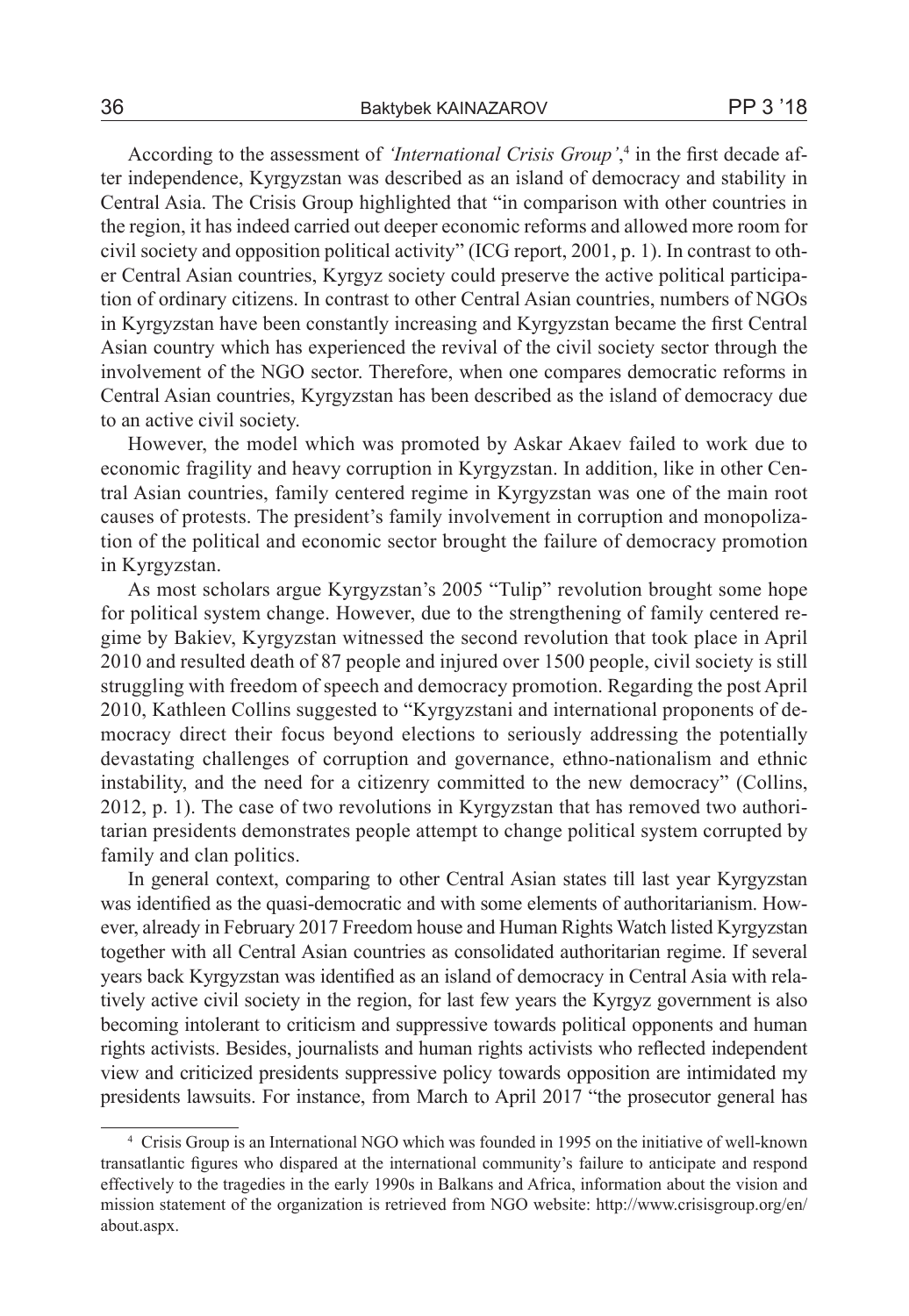According to the assessment of *'International Crisis Group'*,[4] in the first decade after independence, Kyrgyzstan was described as an island of democracy and stability in Central Asia. The Crisis Group highlighted that "in comparison with other countries in the region, it has indeed carried out deeper economic reforms and allowed more room for civil society and opposition political activity" (ICG report, 2001, p. 1). In contrast to other Central Asian countries, Kyrgyz society could preserve the active political participation of ordinary citizens. In contrast to other Central Asian countries, numbers of NGOs in Kyrgyzstan have been constantly increasing and Kyrgyzstan became the first Central Asian country which has experienced the revival of the civil society sector through the involvement of the NGO sector. Therefore, when one compares democratic reforms in Central Asian countries, Kyrgyzstan has been described as the island of democracy due to an active civil society.

However, the model which was promoted by Askar Akaev failed to work due to economic fragility and heavy corruption in Kyrgyzstan. In addition, like in other Central Asian countries, family centered regime in Kyrgyzstan was one of the main root causes of protests. The president's family involvement in corruption and monopolization of the political and economic sector brought the failure of democracy promotion in Kyrgyzstan.

As most scholars argue Kyrgyzstan's 2005 "Tulip" revolution brought some hope for political system change. However, due to the strengthening of family centered regime by Bakiev, Kyrgyzstan witnessed the second revolution that took place in April 2010 and resulted death of 87 people and injured over 1500 people, civil society is still struggling with freedom of speech and democracy promotion. Regarding the post April 2010, Kathleen Collins suggested to "Kyrgyzstani and international proponents of democracy direct their focus beyond elections to seriously addressing the potentially devastating challenges of corruption and governance, ethno-nationalism and ethnic instability, and the need for a citizenry committed to the new democracy" (Collins, 2012, p. 1). The case of two revolutions in Kyrgyzstan that has removed two authoritarian presidents demonstrates people attempt to change political system corrupted by family and clan politics.

In general context, comparing to other Central Asian states till last year Kyrgyzstan was identified as the quasi-democratic and with some elements of authoritarianism. However, already in February 2017 Freedom house and Human Rights Watch listed Kyrgyzstan together with all Central Asian countries as consolidated authoritarian regime. If several years back Kyrgyzstan was identified as an island of democracy in Central Asia with relatively active civil society in the region, for last few years the Kyrgyz government is also becoming intolerant to criticism and suppressive towards political opponents and human rights activists. Besides, journalists and human rights activists who reflected independent view and criticized presidents suppressive policy towards opposition are intimidated my presidents lawsuits. For instance, from March to April 2017 "the prosecutor general has

[4] Crisis Group is an International NGO which was founded in 1995 on the initiative of well-known transatlantic figures who dispared at the international community's failure to anticipate and respond effectively to the tragedies in the early 1990s in Balkans and Africa, information about the vision and mission statement of the organization is retrieved from NGO website: http://www.crisisgroup.org/en/about.aspx.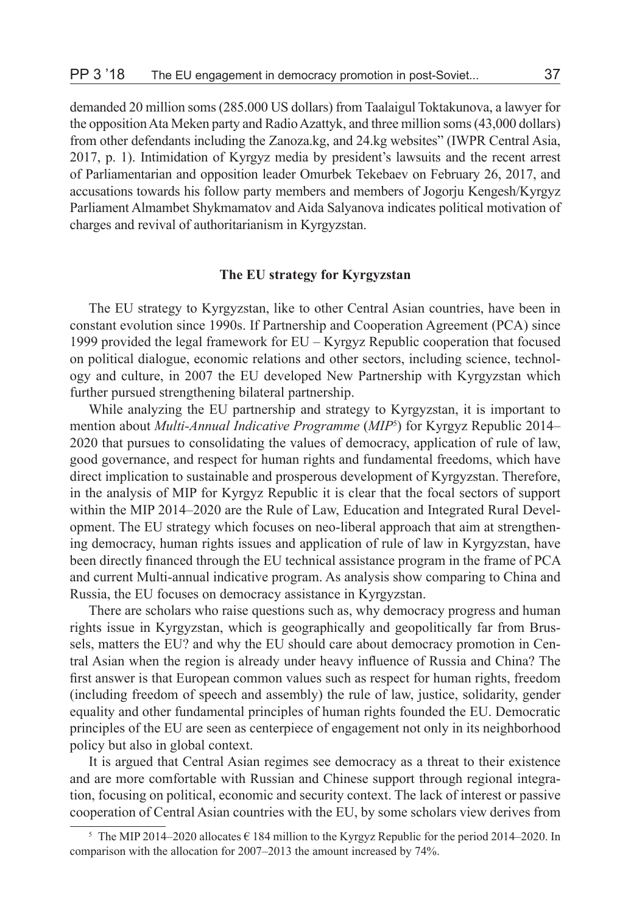demanded 20 million soms (285.000 US dollars) from Taalaigul Toktakunova, a lawyer for the opposition Ata Meken party and Radio Azattyk, and three million soms (43,000 dollars) from other defendants including the Zanoza.kg, and 24.kg websites" (IWPR Central Asia, 2017, p. 1). Intimidation of Kyrgyz media by president's lawsuits and the recent arrest of Parliamentarian and opposition leader Omurbek Tekebaev on February 26, 2017, and accusations towards his follow party members and members of Jogorju Kengesh/Kyrgyz Parliament Almambet Shykmamatov and Aida Salyanova indicates political motivation of charges and revival of authoritarianism in Kyrgyzstan.

## The EU strategy for Kyrgyzstan

The EU strategy to Kyrgyzstan, like to other Central Asian countries, have been in constant evolution since 1990s. If Partnership and Cooperation Agreement (PCA) since 1999 provided the legal framework for EU – Kyrgyz Republic cooperation that focused on political dialogue, economic relations and other sectors, including science, technology and culture, in 2007 the EU developed New Partnership with Kyrgyzstan which further pursued strengthening bilateral partnership.

While analyzing the EU partnership and strategy to Kyrgyzstan, it is important to mention about *Multi-Annual Indicative Programme* (*MIP*[5]) for Kyrgyz Republic 2014–2020 that pursues to consolidating the values of democracy, application of rule of law, good governance, and respect for human rights and fundamental freedoms, which have direct implication to sustainable and prosperous development of Kyrgyzstan. Therefore, in the analysis of MIP for Kyrgyz Republic it is clear that the focal sectors of support within the MIP 2014–2020 are the Rule of Law, Education and Integrated Rural Development. The EU strategy which focuses on neo-liberal approach that aim at strengthening democracy, human rights issues and application of rule of law in Kyrgyzstan, have been directly financed through the EU technical assistance program in the frame of PCA and current Multi-annual indicative program. As analysis show comparing to China and Russia, the EU focuses on democracy assistance in Kyrgyzstan.

There are scholars who raise questions such as, why democracy progress and human rights issue in Kyrgyzstan, which is geographically and geopolitically far from Brussels, matters the EU? and why the EU should care about democracy promotion in Central Asian when the region is already under heavy influence of Russia and China? The first answer is that European common values such as respect for human rights, freedom (including freedom of speech and assembly) the rule of law, justice, solidarity, gender equality and other fundamental principles of human rights founded the EU. Democratic principles of the EU are seen as centerpiece of engagement not only in its neighborhood policy but also in global context.

It is argued that Central Asian regimes see democracy as a threat to their existence and are more comfortable with Russian and Chinese support through regional integration, focusing on political, economic and security context. The lack of interest or passive cooperation of Central Asian countries with the EU, by some scholars view derives from

[5] The MIP 2014–2020 allocates € 184 million to the Kyrgyz Republic for the period 2014–2020. In comparison with the allocation for 2007–2013 the amount increased by 74%.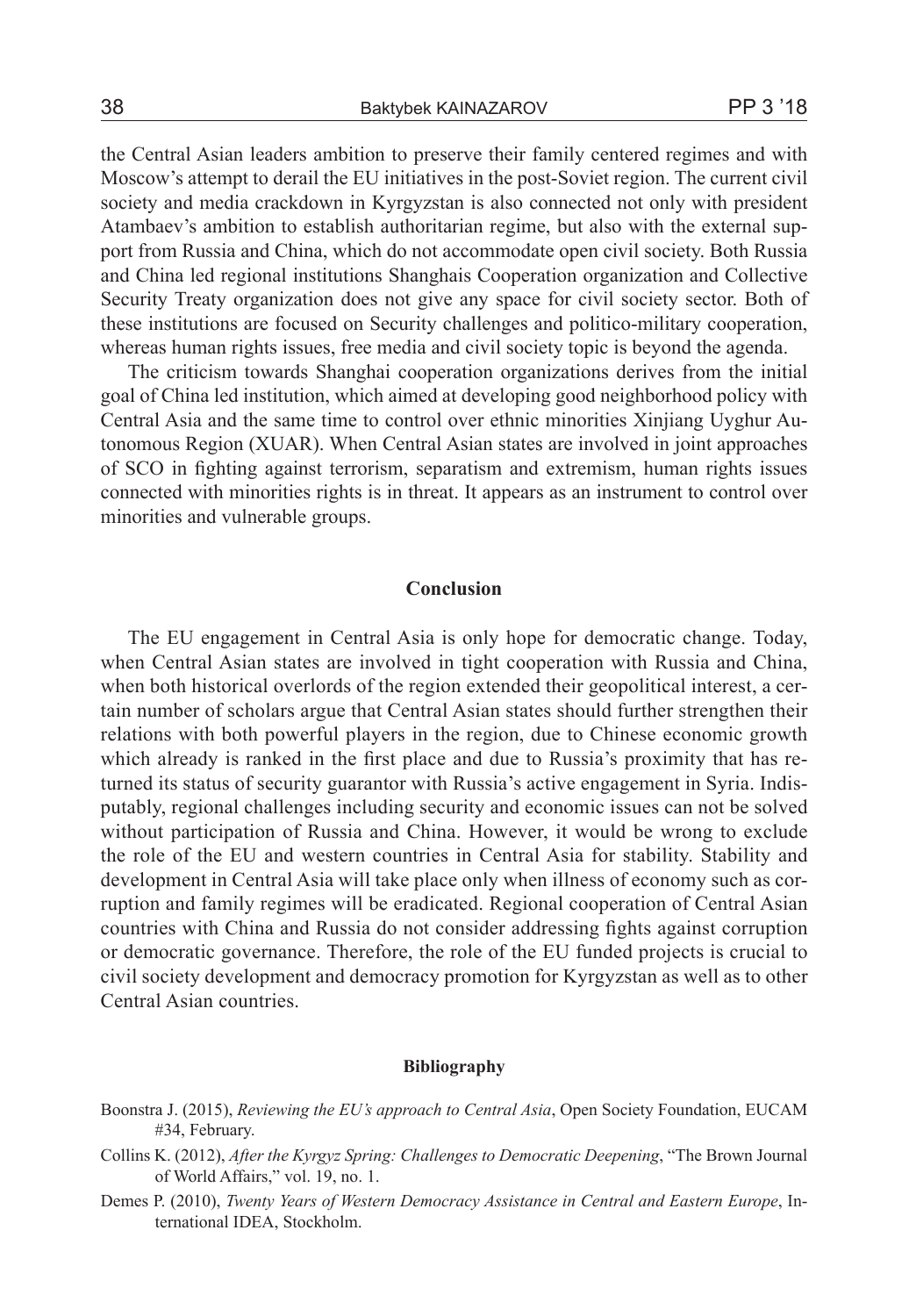the Central Asian leaders ambition to preserve their family centered regimes and with Moscow's attempt to derail the EU initiatives in the post-Soviet region. The current civil society and media crackdown in Kyrgyzstan is also connected not only with president Atambaev's ambition to establish authoritarian regime, but also with the external support from Russia and China, which do not accommodate open civil society. Both Russia and China led regional institutions Shanghais Cooperation organization and Collective Security Treaty organization does not give any space for civil society sector. Both of these institutions are focused on Security challenges and politico-military cooperation, whereas human rights issues, free media and civil society topic is beyond the agenda.

The criticism towards Shanghai cooperation organizations derives from the initial goal of China led institution, which aimed at developing good neighborhood policy with Central Asia and the same time to control over ethnic minorities Xinjiang Uyghur Autonomous Region (XUAR). When Central Asian states are involved in joint approaches of SCO in fighting against terrorism, separatism and extremism, human rights issues connected with minorities rights is in threat. It appears as an instrument to control over minorities and vulnerable groups.

## Conclusion

The EU engagement in Central Asia is only hope for democratic change. Today, when Central Asian states are involved in tight cooperation with Russia and China, when both historical overlords of the region extended their geopolitical interest, a certain number of scholars argue that Central Asian states should further strengthen their relations with both powerful players in the region, due to Chinese economic growth which already is ranked in the first place and due to Russia's proximity that has returned its status of security guarantor with Russia's active engagement in Syria. Indisputably, regional challenges including security and economic issues can not be solved without participation of Russia and China. However, it would be wrong to exclude the role of the EU and western countries in Central Asia for stability. Stability and development in Central Asia will take place only when illness of economy such as corruption and family regimes will be eradicated. Regional cooperation of Central Asian countries with China and Russia do not consider addressing fights against corruption or democratic governance. Therefore, the role of the EU funded projects is crucial to civil society development and democracy promotion for Kyrgyzstan as well as to other Central Asian countries.

### Bibliography

Boonstra J. (2015), *Reviewing the EU's approach to Central Asia*, Open Society Foundation, EUCAM #34, February.

Collins K. (2012), *After the Kyrgyz Spring: Challenges to Democratic Deepening*, "The Brown Journal of World Affairs," vol. 19, no. 1.

Demes P. (2010), *Twenty Years of Western Democracy Assistance in Central and Eastern Europe*, International IDEA, Stockholm.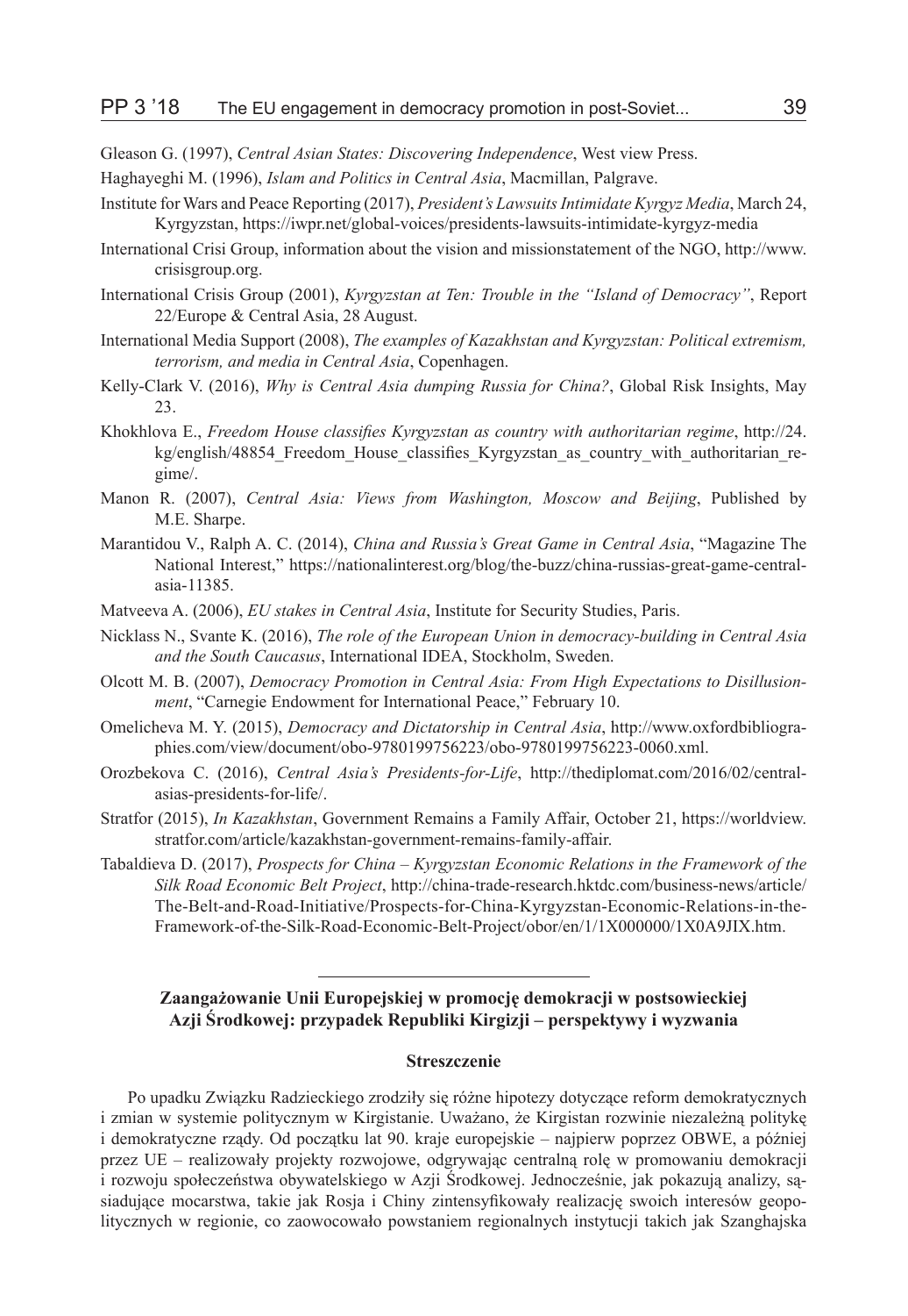Gleason G. (1997), *Central Asian States: Discovering Independence*, West view Press.

Haghayeghi M. (1996), *Islam and Politics in Central Asia*, Macmillan, Palgrave.

Institute for Wars and Peace Reporting (2017), *President's Lawsuits Intimidate Kyrgyz Media*, March 24, Kyrgyzstan, https://iwpr.net/global-voices/presidents-lawsuits-intimidate-kyrgyz-media

International Crisi Group, information about the vision and missionstatement of the NGO, http://www.crisisgroup.org.

International Crisis Group (2001), *Kyrgyzstan at Ten: Trouble in the "Island of Democracy"*, Report 22/Europe & Central Asia, 28 August.

International Media Support (2008), *The examples of Kazakhstan and Kyrgyzstan: Political extremism, terrorism, and media in Central Asia*, Copenhagen.

Kelly-Clark V. (2016), *Why is Central Asia dumping Russia for China?*, Global Risk Insights, May 23.

Khokhlova E., *Freedom House classifies Kyrgyzstan as country with authoritarian regime*, http://24.kg/english/48854_Freedom_House_classifies_Kyrgyzstan_as_country_with_authoritarian_regime/.

Manon R. (2007), *Central Asia: Views from Washington, Moscow and Beijing*, Published by M.E. Sharpe.

Marantidou V., Ralph A. C. (2014), *China and Russia's Great Game in Central Asia*, "Magazine The National Interest," https://nationalinterest.org/blog/the-buzz/china-russias-great-game-central-asia-11385.

Matveeva A. (2006), *EU stakes in Central Asia*, Institute for Security Studies, Paris.

Nicklass N., Svante K. (2016), *The role of the European Union in democracy-building in Central Asia and the South Caucasus*, International IDEA, Stockholm, Sweden.

Olcott M. B. (2007), *Democracy Promotion in Central Asia: From High Expectations to Disillusionment*, "Carnegie Endowment for International Peace," February 10.

Omelicheva M. Y. (2015), *Democracy and Dictatorship in Central Asia*, http://www.oxfordbibliographies.com/view/document/obo-9780199756223/obo-9780199756223-0060.xml.

Orozbekova C. (2016), *Central Asia's Presidents-for-Life*, http://thediplomat.com/2016/02/central-asias-presidents-for-life/.

Stratfor (2015), *In Kazakhstan*, Government Remains a Family Affair, October 21, https://worldview.stratfor.com/article/kazakhstan-government-remains-family-affair.

Tabaldieva D. (2017), *Prospects for China – Kyrgyzstan Economic Relations in the Framework of the Silk Road Economic Belt Project*, http://china-trade-research.hktdc.com/business-news/article/The-Belt-and-Road-Initiative/Prospects-for-China-Kyrgyzstan-Economic-Relations-in-the-Framework-of-the-Silk-Road-Economic-Belt-Project/obor/en/1/1X000000/1X0A9JIX.htm.

---

**Zaangażowanie Unii Europejskiej w promocję demokracji w postsowieckiej Azji Środkowej: przypadek Republiki Kirgizji – perspektywy i wyzwania**

**Streszczenie**

Po upadku Związku Radzieckiego zrodziły się różne hipotezy dotyczące reform demokratycznych i zmian w systemie politycznym w Kirgistanie. Uważano, że Kirgistan rozwinie niezależną politykę i demokratyczne rządy. Od początku lat 90. kraje europejskie – najpierw poprzez OBWE, a później przez UE – realizowały projekty rozwojowe, odgrywając centralną rolę w promowaniu demokracji i rozwoju społeczeństwa obywatelskiego w Azji Środkowej. Jednocześnie, jak pokazują analizy, sąsiadujące mocarstwa, takie jak Rosja i Chiny zintensyfikowały realizację swoich interesów geopolitycznych w regionie, co zaowocowało powstaniem regionalnych instytucji takich jak Szanghajska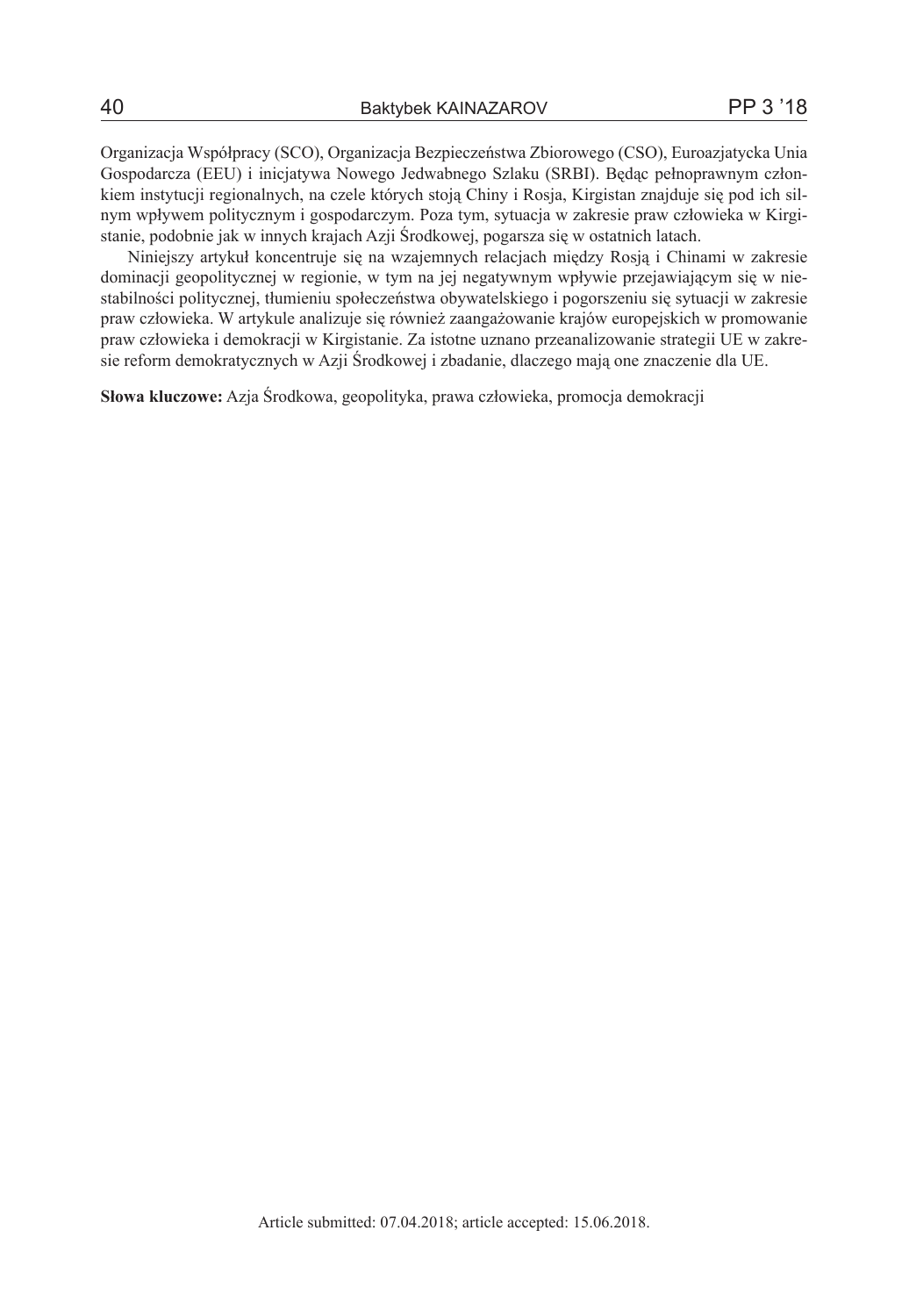Organizacja Współpracy (SCO), Organizacja Bezpieczeństwa Zbiorowego (CSO), Euroazjatycka Unia Gospodarcza (EEU) i inicjatywa Nowego Jedwabnego Szlaku (SRBI). Będąc pełnoprawnym członkiem instytucji regionalnych, na czele których stoją Chiny i Rosja, Kirgistan znajduje się pod ich silnym wpływem politycznym i gospodarczym. Poza tym, sytuacja w zakresie praw człowieka w Kirgistanie, podobnie jak w innych krajach Azji Środkowej, pogarsza się w ostatnich latach.

Niniejszy artykuł koncentruje się na wzajemnych relacjach między Rosją i Chinami w zakresie dominacji geopolitycznej w regionie, w tym na jej negatywnym wpływie przejawiającym się w niestabilności politycznej, tłumieniu społeczeństwa obywatelskiego i pogorszeniu się sytuacji w zakresie praw człowieka. W artykule analizuje się również zaangażowanie krajów europejskich w promowanie praw człowieka i demokracji w Kirgistanie. Za istotne uznano przeanalizowanie strategii UE w zakresie reform demokratycznych w Azji Środkowej i zbadanie, dlaczego mają one znaczenie dla UE.

**Słowa kluczowe:** Azja Środkowa, geopolityka, prawa człowieka, promocja demokracji

Article submitted: 07.04.2018; article accepted: 15.06.2018.